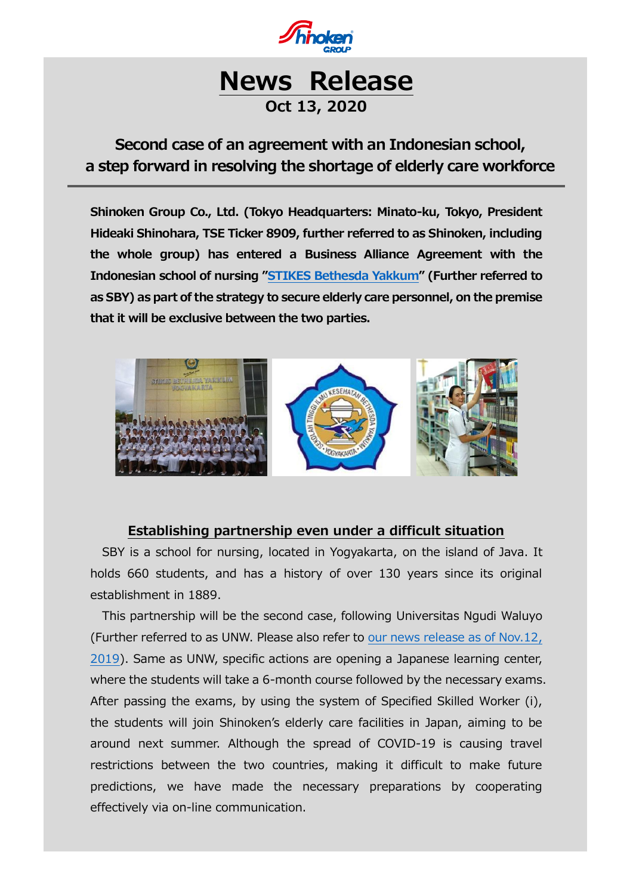# News Release

**Oct 13, 2020**

## Second case of an agreement with an Indonesian school, a step forward in resolving the shortage of elderly care workforce

**Shinoken Group Co., Ltd. (Tokyo Headquarters: Minato-ku, Tokyo, President Hideaki Shinohara, TSE Ticker 8909, further referred to as Shinoken, including the whole group) has entered a Business Alliance Agreement with the Indonesian school of nursing "STIKES Bethesda Yakkum" (Further referred to as SBY) as part of the strategy to secure elderly care personnel, on the premise that it will be exclusive between the two parties.**

### Establishing partnership even under a difficult situation

SBY is a school for nursing, located in Yogyakarta, on the island of Java. It holds 660 students, and has a history of over 130 years since its original establishment in 1889.

This partnership will be the second case, following Universitas Ngudi Waluyo (Further referred to as UNW. Please also refer to our news release as of Nov.12, 2019). Same as UNW, specific actions are opening a Japanese learning center, where the students will take a 6-month course followed by the necessary exams. After passing the exams, by using the system of Specified Skilled Worker (i), the students will join Shinoken's elderly care facilities in Japan, aiming to be around next summer. Although the spread of COVID-19 is causing travel restrictions between the two countries, making it difficult to make future predictions, we have made the necessary preparations by cooperating effectively via on-line communication.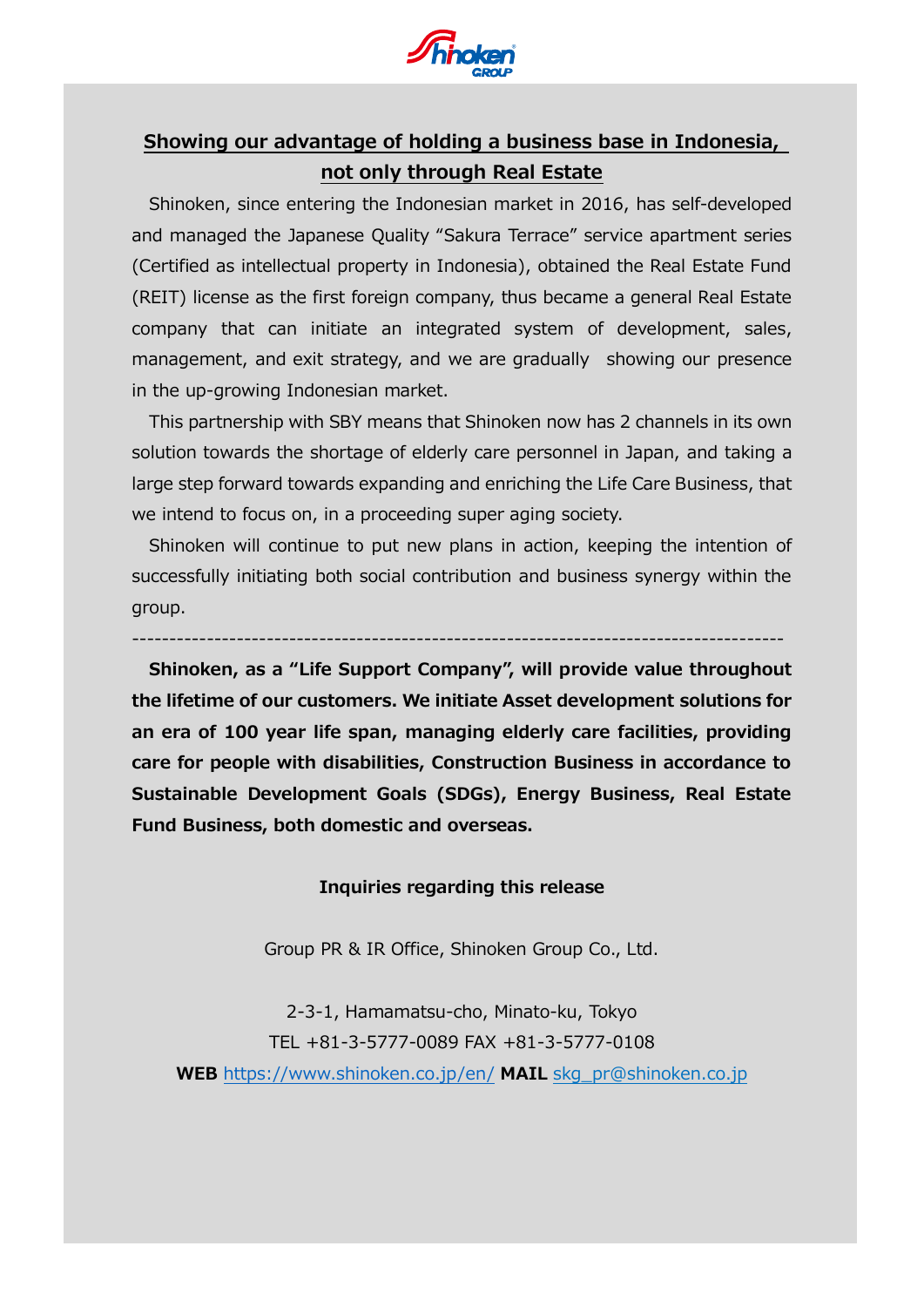## Showing our advantage of holding a business base in Indonesia, not only through Real Estate

Shinoken, since entering the Indonesian market in 2016, has self-developed and managed the Japanese Quality “Sakura Terrace” service apartment series (Certified as intellectual property in Indonesia), obtained the Real Estate Fund (REIT) license as the first foreign company, thus became a general Real Estate company that can initiate an integrated system of development, sales, management, and exit strategy, and we are gradually showing our presence in the up-growing Indonesian market.

This partnership with SBY means that Shinoken now has 2 channels in its own solution towards the shortage of elderly care personnel in Japan, and taking a large step forward towards expanding and enriching the Life Care Business, that we intend to focus on, in a proceeding super aging society.

Shinoken will continue to put new plans in action, keeping the intention of successfully initiating both social contribution and business synergy within the group.

---

**Shinoken, as a “Life Support Company”, will provide value throughout the lifetime of our customers. We initiate Asset development solutions for an era of 100 year life span, managing elderly care facilities, providing care for people with disabilities, Construction Business in accordance to Sustainable Development Goals (SDGs), Energy Business, Real Estate Fund Business, both domestic and overseas.**

**Inquiries regarding this release**

Group PR & IR Office, Shinoken Group Co., Ltd.

2-3-1, Hamamatsu-cho, Minato-ku, Tokyo
TEL +81-3-5777-0089 FAX +81-3-5777-0108
**WEB** https://www.shinoken.co.jp/en/ **MAIL** skg_pr@shinoken.co.jp